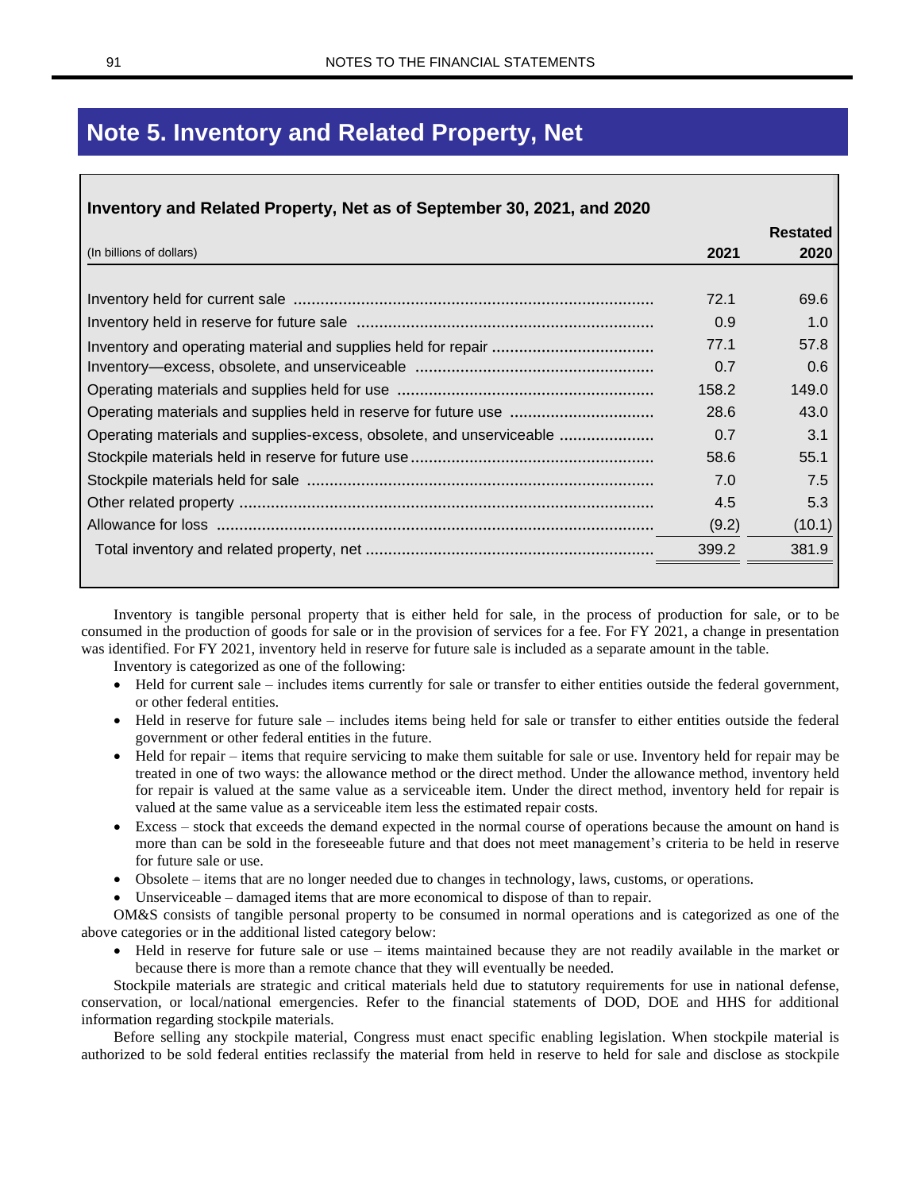# Note 5. Inventory and Related Property, Net

**Inventory and Related Property, Net as of September 30, 2021, and 2020**

| (In billions of dollars) | 2021 | Restated 2020 |
|---|---|---|
| Inventory held for current sale | 72.1 | 69.6 |
| Inventory held in reserve for future sale | 0.9 | 1.0 |
| Inventory and operating material and supplies held for repair | 77.1 | 57.8 |
| Inventory—excess, obsolete, and unserviceable | 0.7 | 0.6 |
| Operating materials and supplies held for use | 158.2 | 149.0 |
| Operating materials and supplies held in reserve for future use | 28.6 | 43.0 |
| Operating materials and supplies-excess, obsolete, and unserviceable | 0.7 | 3.1 |
| Stockpile materials held in reserve for future use | 58.6 | 55.1 |
| Stockpile materials held for sale | 7.0 | 7.5 |
| Other related property | 4.5 | 5.3 |
| Allowance for loss | (9.2) | (10.1) |
| Total inventory and related property, net | 399.2 | 381.9 |

Inventory is tangible personal property that is either held for sale, in the process of production for sale, or to be consumed in the production of goods for sale or in the provision of services for a fee. For FY 2021, a change in presentation was identified. For FY 2021, inventory held in reserve for future sale is included as a separate amount in the table.

Inventory is categorized as one of the following:

- Held for current sale – includes items currently for sale or transfer to either entities outside the federal government, or other federal entities.
- Held in reserve for future sale – includes items being held for sale or transfer to either entities outside the federal government or other federal entities in the future.
- Held for repair – items that require servicing to make them suitable for sale or use. Inventory held for repair may be treated in one of two ways: the allowance method or the direct method. Under the allowance method, inventory held for repair is valued at the same value as a serviceable item. Under the direct method, inventory held for repair is valued at the same value as a serviceable item less the estimated repair costs.
- Excess – stock that exceeds the demand expected in the normal course of operations because the amount on hand is more than can be sold in the foreseeable future and that does not meet management's criteria to be held in reserve for future sale or use.
- Obsolete – items that are no longer needed due to changes in technology, laws, customs, or operations.
- Unserviceable – damaged items that are more economical to dispose of than to repair.

OM&S consists of tangible personal property to be consumed in normal operations and is categorized as one of the above categories or in the additional listed category below:

- Held in reserve for future sale or use – items maintained because they are not readily available in the market or because there is more than a remote chance that they will eventually be needed.

Stockpile materials are strategic and critical materials held due to statutory requirements for use in national defense, conservation, or local/national emergencies. Refer to the financial statements of DOD, DOE and HHS for additional information regarding stockpile materials.

Before selling any stockpile material, Congress must enact specific enabling legislation. When stockpile material is authorized to be sold federal entities reclassify the material from held in reserve to held for sale and disclose as stockpile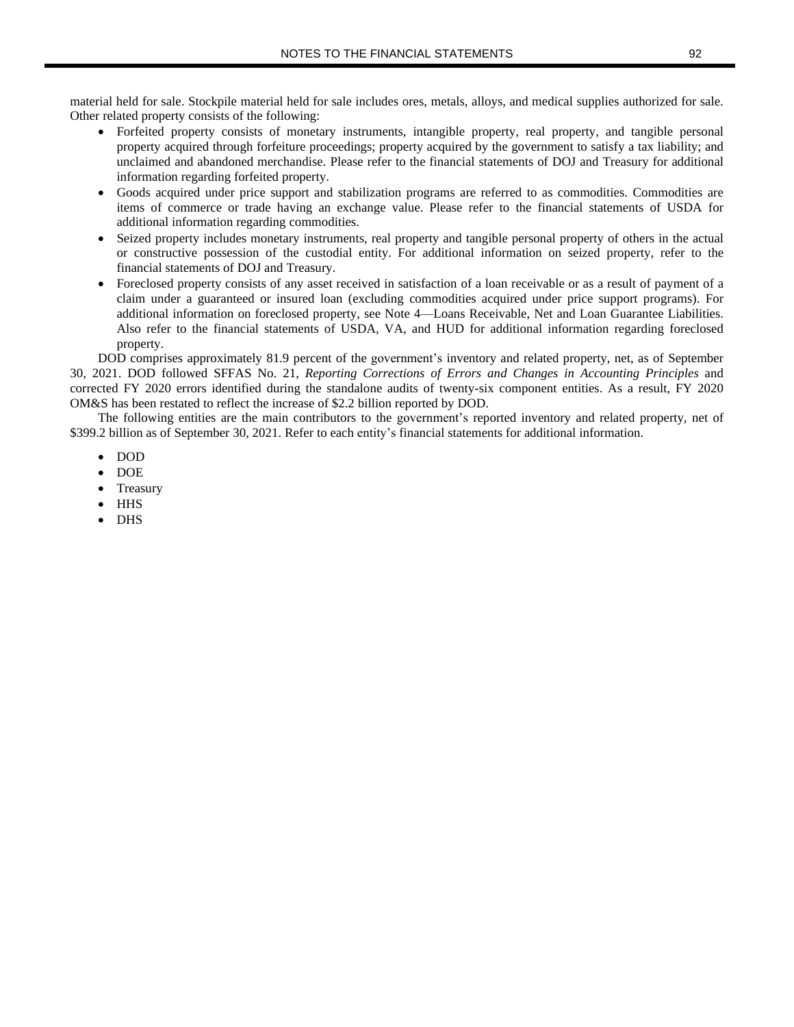material held for sale. Stockpile material held for sale includes ores, metals, alloys, and medical supplies authorized for sale. Other related property consists of the following:

- Forfeited property consists of monetary instruments, intangible property, real property, and tangible personal property acquired through forfeiture proceedings; property acquired by the government to satisfy a tax liability; and unclaimed and abandoned merchandise. Please refer to the financial statements of DOJ and Treasury for additional information regarding forfeited property.
- Goods acquired under price support and stabilization programs are referred to as commodities. Commodities are items of commerce or trade having an exchange value. Please refer to the financial statements of USDA for additional information regarding commodities.
- Seized property includes monetary instruments, real property and tangible personal property of others in the actual or constructive possession of the custodial entity. For additional information on seized property, refer to the financial statements of DOJ and Treasury.
- Foreclosed property consists of any asset received in satisfaction of a loan receivable or as a result of payment of a claim under a guaranteed or insured loan (excluding commodities acquired under price support programs). For additional information on foreclosed property, see Note 4—Loans Receivable, Net and Loan Guarantee Liabilities. Also refer to the financial statements of USDA, VA, and HUD for additional information regarding foreclosed property.

DOD comprises approximately 81.9 percent of the government's inventory and related property, net, as of September 30, 2021. DOD followed SFFAS No. 21, *Reporting Corrections of Errors and Changes in Accounting Principles* and corrected FY 2020 errors identified during the standalone audits of twenty-six component entities. As a result, FY 2020 OM&S has been restated to reflect the increase of $2.2 billion reported by DOD.

The following entities are the main contributors to the government's reported inventory and related property, net of $399.2 billion as of September 30, 2021. Refer to each entity's financial statements for additional information.

- DOD
- DOE
- Treasury
- HHS
- DHS